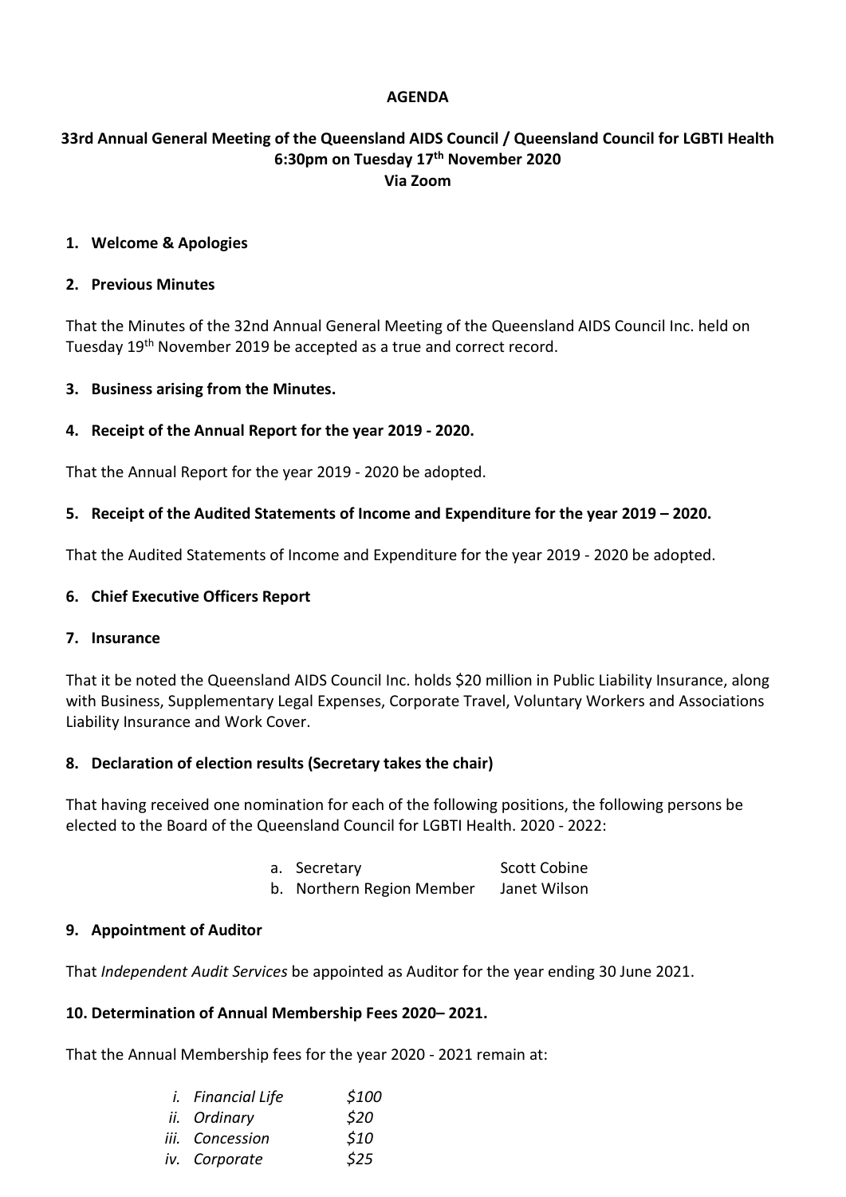**AGENDA**

**33rd Annual General Meeting of the Queensland AIDS Council / Queensland Council for LGBTI Health**
**6:30pm on Tuesday 17th November 2020**
**Via Zoom**

1. **Welcome & Apologies**

2. **Previous Minutes**

That the Minutes of the 32nd Annual General Meeting of the Queensland AIDS Council Inc. held on Tuesday 19th November 2019 be accepted as a true and correct record.

3. **Business arising from the Minutes.**

4. **Receipt of the Annual Report for the year 2019 - 2020.**

That the Annual Report for the year 2019 - 2020 be adopted.

5. **Receipt of the Audited Statements of Income and Expenditure for the year 2019 – 2020.**

That the Audited Statements of Income and Expenditure for the year 2019 - 2020 be adopted.

6. **Chief Executive Officers Report**

7. **Insurance**

That it be noted the Queensland AIDS Council Inc. holds $20 million in Public Liability Insurance, along with Business, Supplementary Legal Expenses, Corporate Travel, Voluntary Workers and Associations Liability Insurance and Work Cover.

8. **Declaration of election results (Secretary takes the chair)**

That having received one nomination for each of the following positions, the following persons be elected to the Board of the Queensland Council for LGBTI Health. 2020 - 2022:

a. Secretary — Scott Cobine
b. Northern Region Member — Janet Wilson

9. **Appointment of Auditor**

That *Independent Audit Services* be appointed as Auditor for the year ending 30 June 2021.

10. **Determination of Annual Membership Fees 2020– 2021.**

That the Annual Membership fees for the year 2020 - 2021 remain at:

*i. Financial Life — $100*
*ii. Ordinary — $20*
*iii. Concession — $10*
*iv. Corporate — $25*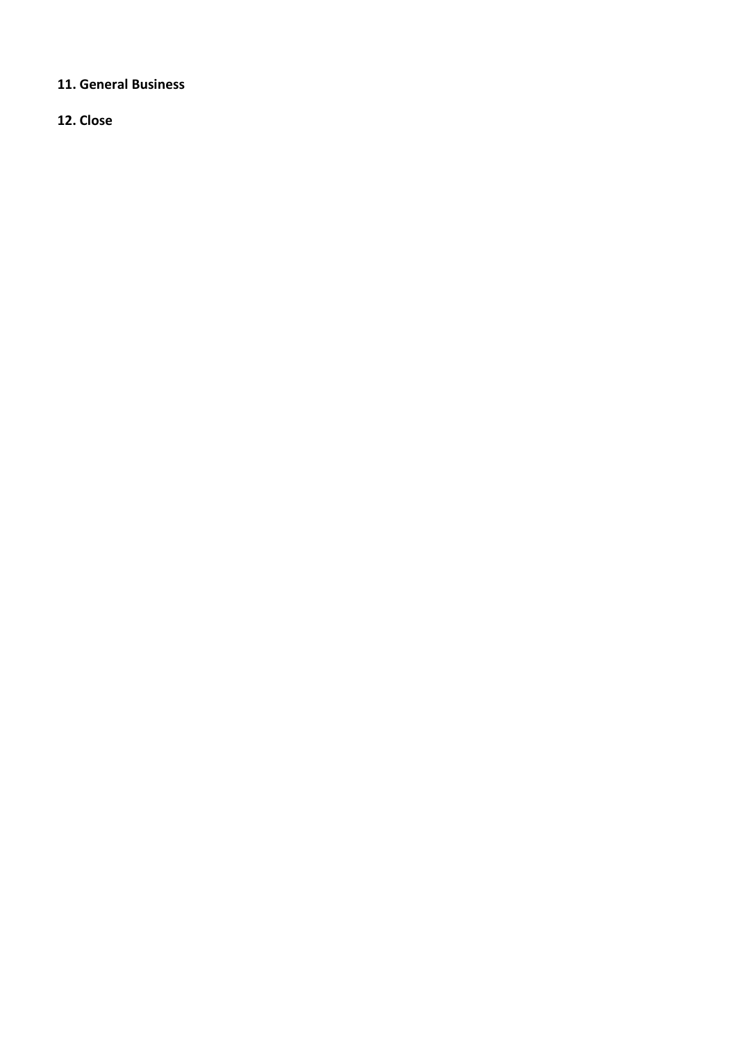**11. General Business**

**12. Close**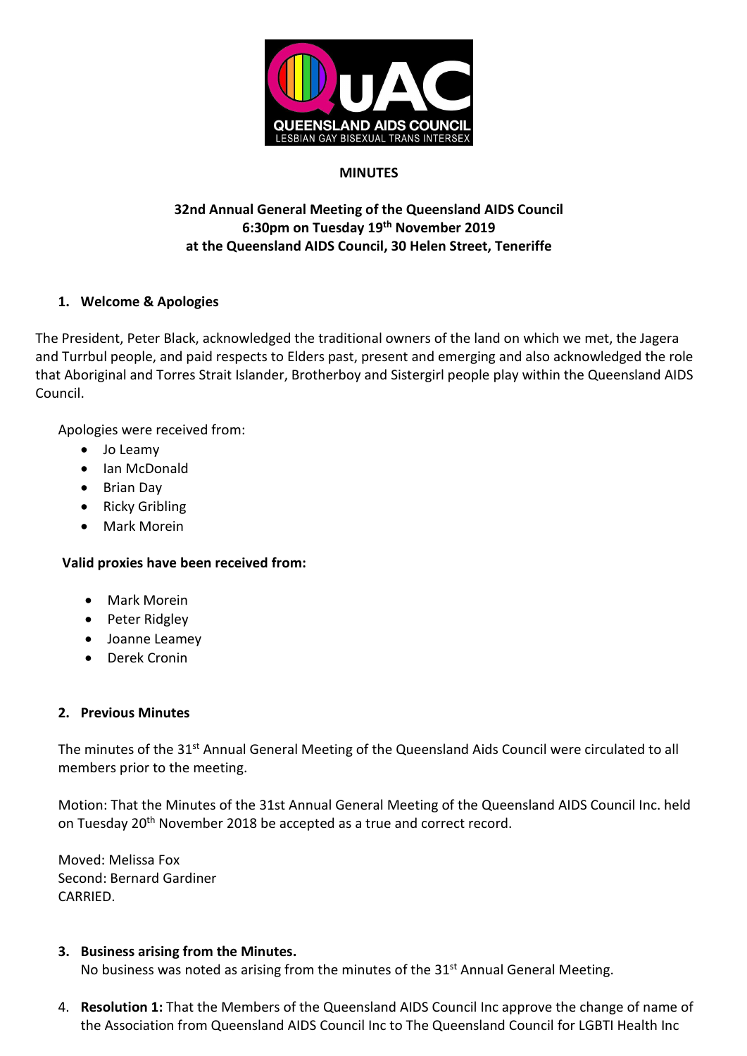**MINUTES**

**32nd Annual General Meeting of the Queensland AIDS Council**
**6:30pm on Tuesday 19th November 2019**
**at the Queensland AIDS Council, 30 Helen Street, Teneriffe**

1. **Welcome & Apologies**

The President, Peter Black, acknowledged the traditional owners of the land on which we met, the Jagera and Turrbul people, and paid respects to Elders past, present and emerging and also acknowledged the role that Aboriginal and Torres Strait Islander, Brotherboy and Sistergirl people play within the Queensland AIDS Council.

Apologies were received from:

- Jo Leamy
- Ian McDonald
- Brian Day
- Ricky Gribling
- Mark Morein

**Valid proxies have been received from:**

- Mark Morein
- Peter Ridgley
- Joanne Leamey
- Derek Cronin

2. **Previous Minutes**

The minutes of the 31st Annual General Meeting of the Queensland Aids Council were circulated to all members prior to the meeting.

Motion: That the Minutes of the 31st Annual General Meeting of the Queensland AIDS Council Inc. held on Tuesday 20th November 2018 be accepted as a true and correct record.

Moved: Melissa Fox
Second: Bernard Gardiner
CARRIED.

3. **Business arising from the Minutes.**
   No business was noted as arising from the minutes of the 31st Annual General Meeting.

4. **Resolution 1:** That the Members of the Queensland AIDS Council Inc approve the change of name of the Association from Queensland AIDS Council Inc to The Queensland Council for LGBTI Health Inc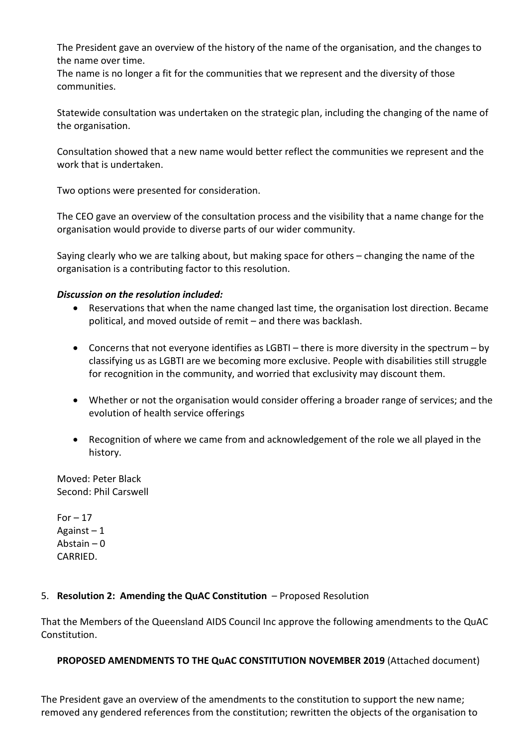The President gave an overview of the history of the name of the organisation, and the changes to the name over time.
The name is no longer a fit for the communities that we represent and the diversity of those communities.

Statewide consultation was undertaken on the strategic plan, including the changing of the name of the organisation.

Consultation showed that a new name would better reflect the communities we represent and the work that is undertaken.

Two options were presented for consideration.

The CEO gave an overview of the consultation process and the visibility that a name change for the organisation would provide to diverse parts of our wider community.

Saying clearly who we are talking about, but making space for others – changing the name of the organisation is a contributing factor to this resolution.

***Discussion on the resolution included:***

- Reservations that when the name changed last time, the organisation lost direction. Became political, and moved outside of remit – and there was backlash.
- Concerns that not everyone identifies as LGBTI – there is more diversity in the spectrum – by classifying us as LGBTI are we becoming more exclusive. People with disabilities still struggle for recognition in the community, and worried that exclusivity may discount them.
- Whether or not the organisation would consider offering a broader range of services; and the evolution of health service offerings
- Recognition of where we came from and acknowledgement of the role we all played in the history.

Moved: Peter Black
Second: Phil Carswell

For – 17
Against – 1
Abstain – 0
CARRIED.

5. **Resolution 2: Amending the QuAC Constitution** – Proposed Resolution

That the Members of the Queensland AIDS Council Inc approve the following amendments to the QuAC Constitution.

**PROPOSED AMENDMENTS TO THE QuAC CONSTITUTION NOVEMBER 2019** (Attached document)

The President gave an overview of the amendments to the constitution to support the new name; removed any gendered references from the constitution; rewritten the objects of the organisation to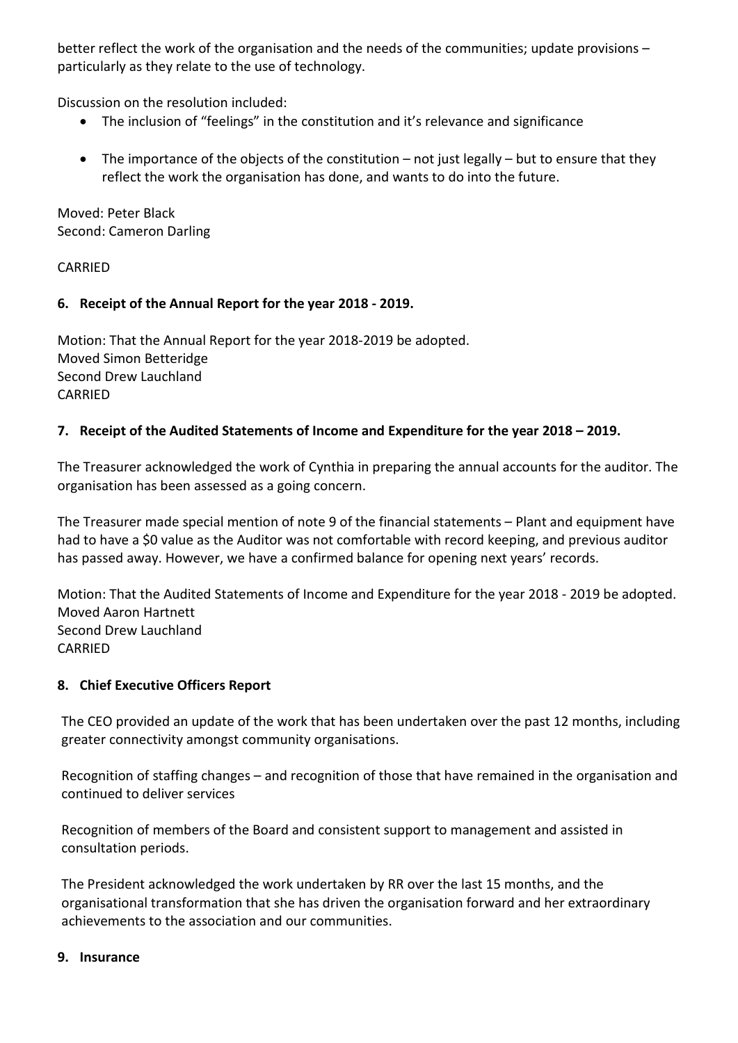better reflect the work of the organisation and the needs of the communities; update provisions – particularly as they relate to the use of technology.

Discussion on the resolution included:

- The inclusion of "feelings" in the constitution and it's relevance and significance
- The importance of the objects of the constitution – not just legally – but to ensure that they reflect the work the organisation has done, and wants to do into the future.

Moved: Peter Black
Second: Cameron Darling

CARRIED

### 6. Receipt of the Annual Report for the year 2018 - 2019.

Motion: That the Annual Report for the year 2018-2019 be adopted.
Moved Simon Betteridge
Second Drew Lauchland
CARRIED

### 7. Receipt of the Audited Statements of Income and Expenditure for the year 2018 – 2019.

The Treasurer acknowledged the work of Cynthia in preparing the annual accounts for the auditor. The organisation has been assessed as a going concern.

The Treasurer made special mention of note 9 of the financial statements – Plant and equipment have had to have a $0 value as the Auditor was not comfortable with record keeping, and previous auditor has passed away. However, we have a confirmed balance for opening next years' records.

Motion: That the Audited Statements of Income and Expenditure for the year 2018 - 2019 be adopted.
Moved Aaron Hartnett
Second Drew Lauchland
CARRIED

### 8. Chief Executive Officers Report

The CEO provided an update of the work that has been undertaken over the past 12 months, including greater connectivity amongst community organisations.

Recognition of staffing changes – and recognition of those that have remained in the organisation and continued to deliver services

Recognition of members of the Board and consistent support to management and assisted in consultation periods.

The President acknowledged the work undertaken by RR over the last 15 months, and the organisational transformation that she has driven the organisation forward and her extraordinary achievements to the association and our communities.

### 9. Insurance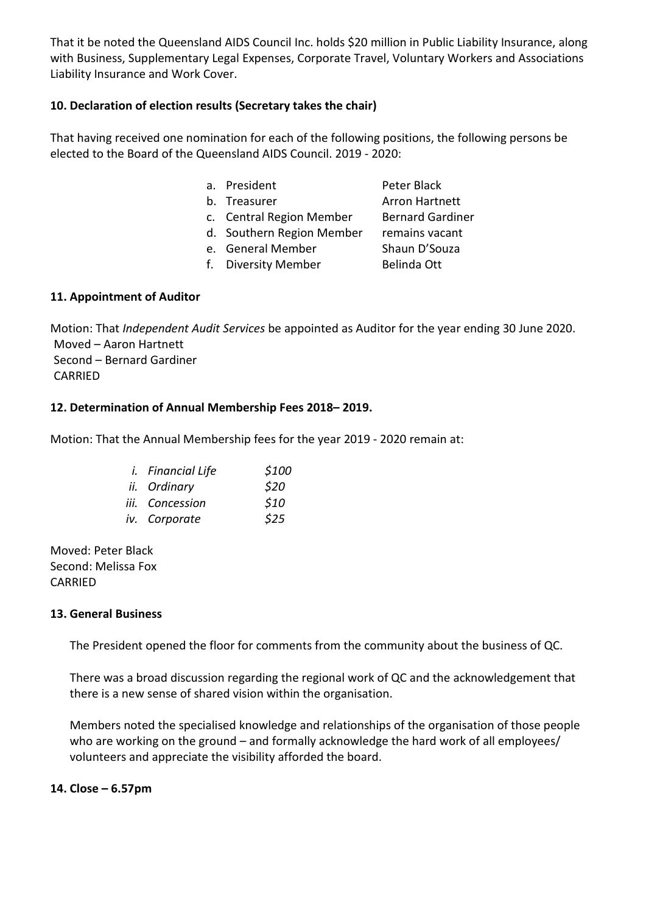That it be noted the Queensland AIDS Council Inc. holds $20 million in Public Liability Insurance, along with Business, Supplementary Legal Expenses, Corporate Travel, Voluntary Workers and Associations Liability Insurance and Work Cover.

**10. Declaration of election results (Secretary takes the chair)**

That having received one nomination for each of the following positions, the following persons be elected to the Board of the Queensland AIDS Council. 2019 - 2020:

| | |
|---|---|
| a. President | Peter Black |
| b. Treasurer | Arron Hartnett |
| c. Central Region Member | Bernard Gardiner |
| d. Southern Region Member | remains vacant |
| e. General Member | Shaun D'Souza |
| f. Diversity Member | Belinda Ott |

**11. Appointment of Auditor**

Motion: That *Independent Audit Services* be appointed as Auditor for the year ending 30 June 2020.
Moved – Aaron Hartnett
Second – Bernard Gardiner
CARRIED

**12. Determination of Annual Membership Fees 2018– 2019.**

Motion: That the Annual Membership fees for the year 2019 - 2020 remain at:

| | |
|---|---|
| *i. Financial Life* | *$100* |
| *ii. Ordinary* | *$20* |
| *iii. Concession* | *$10* |
| *iv. Corporate* | *$25* |

Moved: Peter Black
Second: Melissa Fox
CARRIED

**13. General Business**

The President opened the floor for comments from the community about the business of QC.

There was a broad discussion regarding the regional work of QC and the acknowledgement that there is a new sense of shared vision within the organisation.

Members noted the specialised knowledge and relationships of the organisation of those people who are working on the ground – and formally acknowledge the hard work of all employees/ volunteers and appreciate the visibility afforded the board.

**14. Close – 6.57pm**